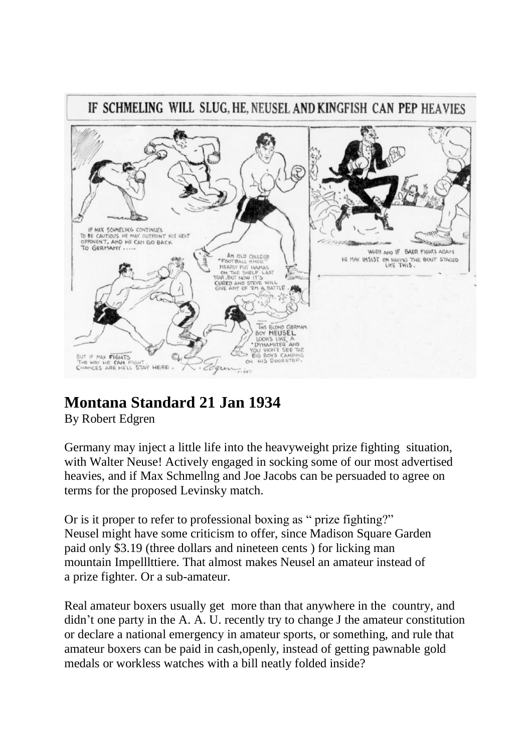IF SCHMELING WILL SLUG, HE, NEUSEL AND KINGFISH CAN PEP HEAVIES

IF MAX SCHMELING CONTINUES TO BE CAUTIOUS HE MAY OUTPOINT HIS NEXT OPPONENT, AND HE CAN GO BACK TO GERMANY .....

AN OLD COLLEGE "FOOTBALL KNEE" NEARLY PUT HAMAS ON THE SHELF LAST YEAR, BUT NOW IT'S CURED AND STEVE WILL GIVE ANY OF 'EM A BATTLE.

WHEN AND IF BAER FIGHTS AGAIN HE MAY INSIST ON HAVING THE BOUT STAGED LIKE THIS.

THIS BLOND GERMAN BOY NEUSEL LOOKS LIKE A "DYNAMITER" AND YOU WON'T SEE THE BIG BOYS CAMPING ON HIS DOORSTEP.

BUT IF MAX FIGHTS THE WAY HE CAN FIGHT, CHANCES ARE HE'LL STAY HERE.

# Montana Standard 21 Jan 1934

By Robert Edgren

Germany may inject a little life into the heavyweight prize fighting situation, with Walter Neuse! Actively engaged in socking some of our most advertised heavies, and if Max Schmellng and Joe Jacobs can be persuaded to agree on terms for the proposed Levinsky match.

Or is it proper to refer to professional boxing as " prize fighting?" Neusel might have some criticism to offer, since Madison Square Garden paid only $3.19 (three dollars and nineteen cents ) for licking man mountain Impellttiere. That almost makes Neusel an amateur instead of a prize fighter. Or a sub-amateur.

Real amateur boxers usually get more than that anywhere in the country, and didn't one party in the A. A. U. recently try to change J the amateur constitution or declare a national emergency in amateur sports, or something, and rule that amateur boxers can be paid in cash,openly, instead of getting pawnable gold medals or workless watches with a bill neatly folded inside?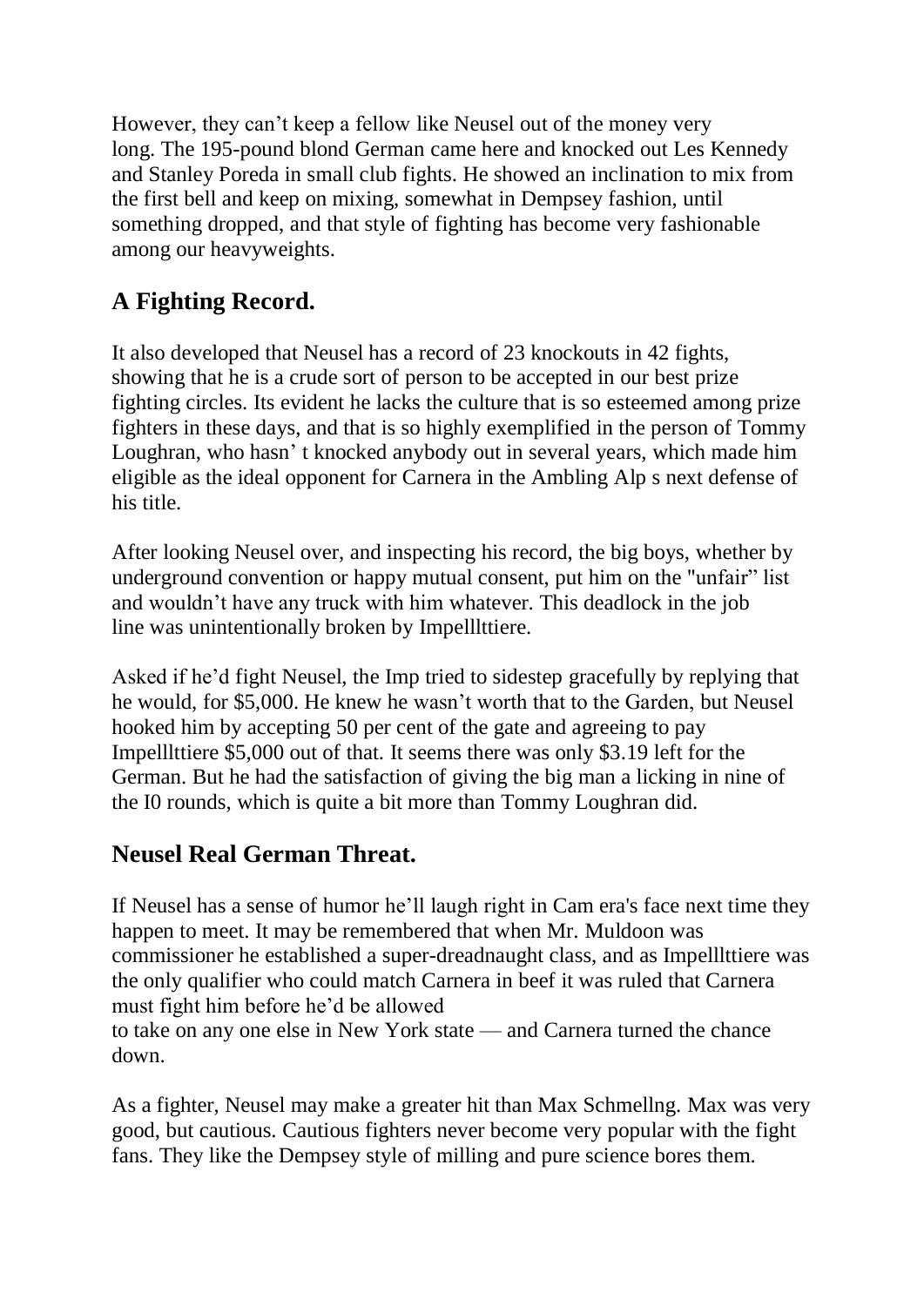However, they can’t keep a fellow like Neusel out of the money very long. The 195-pound blond German came here and knocked out Les Kennedy and Stanley Poreda in small club fights. He showed an inclination to mix from the first bell and keep on mixing, somewhat in Dempsey fashion, until something dropped, and that style of fighting has become very fashionable among our heavyweights.

## A Fighting Record.

It also developed that Neusel has a record of 23 knockouts in 42 fights, showing that he is a crude sort of person to be accepted in our best prize fighting circles. Its evident he lacks the culture that is so esteemed among prize fighters in these days, and that is so highly exemplified in the person of Tommy Loughran, who hasn’ t knocked anybody out in several years, which made him eligible as the ideal opponent for Carnera in the Ambling Alp s next defense of his title.

After looking Neusel over, and inspecting his record, the big boys, whether by underground convention or happy mutual consent, put him on the "unfair” list and wouldn’t have any truck with him whatever. This deadlock in the job line was unintentionally broken by Impelllttiere.

Asked if he’d fight Neusel, the Imp tried to sidestep gracefully by replying that he would, for $5,000. He knew he wasn’t worth that to the Garden, but Neusel hooked him by accepting 50 per cent of the gate and agreeing to pay Impelllttiere $5,000 out of that. It seems there was only $3.19 left for the German. But he had the satisfaction of giving the big man a licking in nine of the I0 rounds, which is quite a bit more than Tommy Loughran did.

## Neusel Real German Threat.

If Neusel has a sense of humor he’ll laugh right in Cam era's face next time they happen to meet. It may be remembered that when Mr. Muldoon was commissioner he established a super-dreadnaught class, and as Impelllttiere was the only qualifier who could match Carnera in beef it was ruled that Carnera must fight him before he’d be allowed
to take on any one else in New York state — and Carnera turned the chance down.

As a fighter, Neusel may make a greater hit than Max Schmellng. Max was very good, but cautious. Cautious fighters never become very popular with the fight fans. They like the Dempsey style of milling and pure science bores them.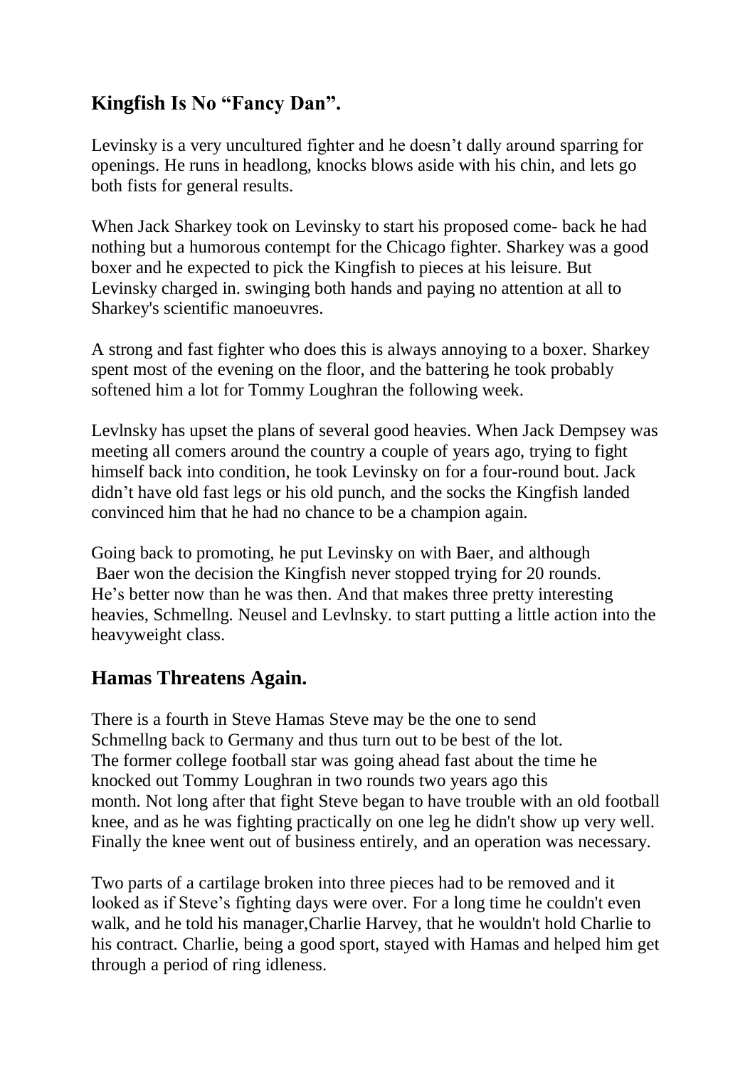## Kingfish Is No "Fancy Dan".

Levinsky is a very uncultured fighter and he doesn't dally around sparring for openings. He runs in headlong, knocks blows aside with his chin, and lets go both fists for general results.

When Jack Sharkey took on Levinsky to start his proposed come- back he had nothing but a humorous contempt for the Chicago fighter. Sharkey was a good boxer and he expected to pick the Kingfish to pieces at his leisure. But Levinsky charged in. swinging both hands and paying no attention at all to Sharkey's scientific manoeuvres.

A strong and fast fighter who does this is always annoying to a boxer. Sharkey spent most of the evening on the floor, and the battering he took probably softened him a lot for Tommy Loughran the following week.

Levlnsky has upset the plans of several good heavies. When Jack Dempsey was meeting all comers around the country a couple of years ago, trying to fight himself back into condition, he took Levinsky on for a four-round bout. Jack didn't have old fast legs or his old punch, and the socks the Kingfish landed convinced him that he had no chance to be a champion again.

Going back to promoting, he put Levinsky on with Baer, and although Baer won the decision the Kingfish never stopped trying for 20 rounds. He's better now than he was then. And that makes three pretty interesting heavies, Schmellng. Neusel and Levlnsky. to start putting a little action into the heavyweight class.

## Hamas Threatens Again.

There is a fourth in Steve Hamas Steve may be the one to send Schmellng back to Germany and thus turn out to be best of the lot. The former college football star was going ahead fast about the time he knocked out Tommy Loughran in two rounds two years ago this month. Not long after that fight Steve began to have trouble with an old football knee, and as he was fighting practically on one leg he didn't show up very well. Finally the knee went out of business entirely, and an operation was necessary.

Two parts of a cartilage broken into three pieces had to be removed and it looked as if Steve's fighting days were over. For a long time he couldn't even walk, and he told his manager,Charlie Harvey, that he wouldn't hold Charlie to his contract. Charlie, being a good sport, stayed with Hamas and helped him get through a period of ring idleness.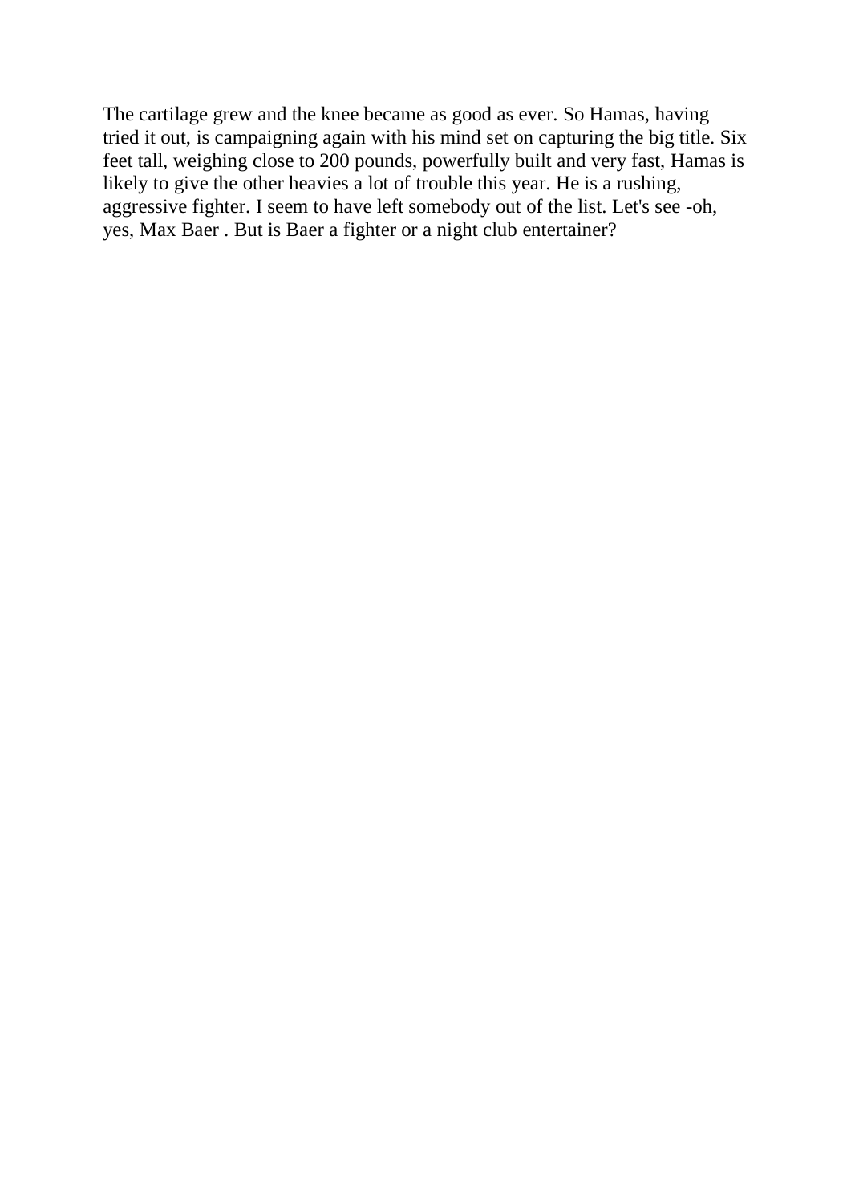The cartilage grew and the knee became as good as ever. So Hamas, having tried it out, is campaigning again with his mind set on capturing the big title. Six feet tall, weighing close to 200 pounds, powerfully built and very fast, Hamas is likely to give the other heavies a lot of trouble this year. He is a rushing, aggressive fighter. I seem to have left somebody out of the list. Let's see -oh, yes, Max Baer . But is Baer a fighter or a night club entertainer?